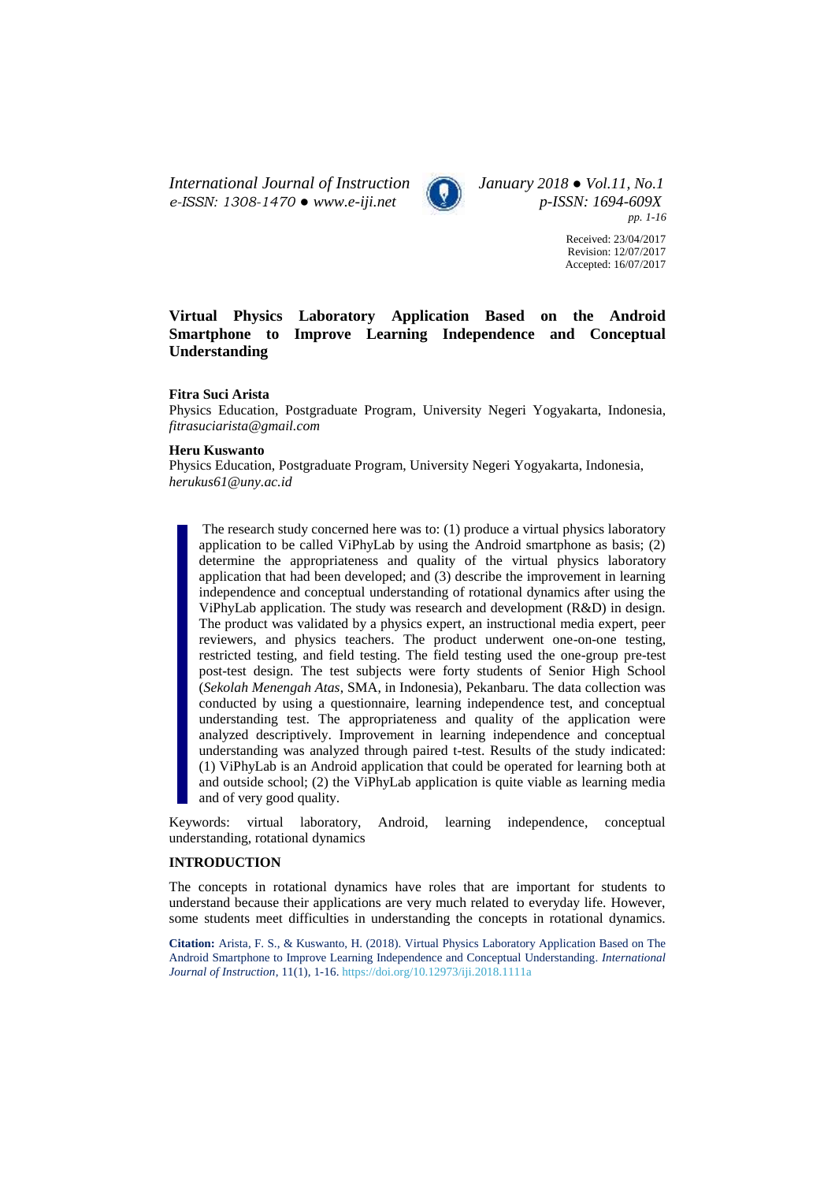# Virtual Physics Laboratory Application Based on the Android Smartphone to Improve Learning Independence and Conceptual Understanding

**Fitra Suci Arista**

Physics Education, Postgraduate Program, University Negeri Yogyakarta, Indonesia, *fitrasuciarista@gmail.com*

**Heru Kuswanto**

Physics Education, Postgraduate Program, University Negeri Yogyakarta, Indonesia, *herukus61@uny.ac.id*

> The research study concerned here was to: (1) produce a virtual physics laboratory application to be called ViPhyLab by using the Android smartphone as basis; (2) determine the appropriateness and quality of the virtual physics laboratory application that had been developed; and (3) describe the improvement in learning independence and conceptual understanding of rotational dynamics after using the ViPhyLab application. The study was research and development (R&D) in design. The product was validated by a physics expert, an instructional media expert, peer reviewers, and physics teachers. The product underwent one-on-one testing, restricted testing, and field testing. The field testing used the one-group pre-test post-test design. The test subjects were forty students of Senior High School (*Sekolah Menengah Atas*, SMA, in Indonesia), Pekanbaru. The data collection was conducted by using a questionnaire, learning independence test, and conceptual understanding test. The appropriateness and quality of the application were analyzed descriptively. Improvement in learning independence and conceptual understanding was analyzed through paired t-test. Results of the study indicated: (1) ViPhyLab is an Android application that could be operated for learning both at and outside school; (2) the ViPhyLab application is quite viable as learning media and of very good quality.

Keywords: virtual laboratory, Android, learning independence, conceptual understanding, rotational dynamics

## INTRODUCTION

The concepts in rotational dynamics have roles that are important for students to understand because their applications are very much related to everyday life. However, some students meet difficulties in understanding the concepts in rotational dynamics.

**Citation:** Arista, F. S., & Kuswanto, H. (2018). Virtual Physics Laboratory Application Based on The Android Smartphone to Improve Learning Independence and Conceptual Understanding. *International Journal of Instruction*, 11(1), 1-16. https://doi.org/10.12973/iji.2018.1111a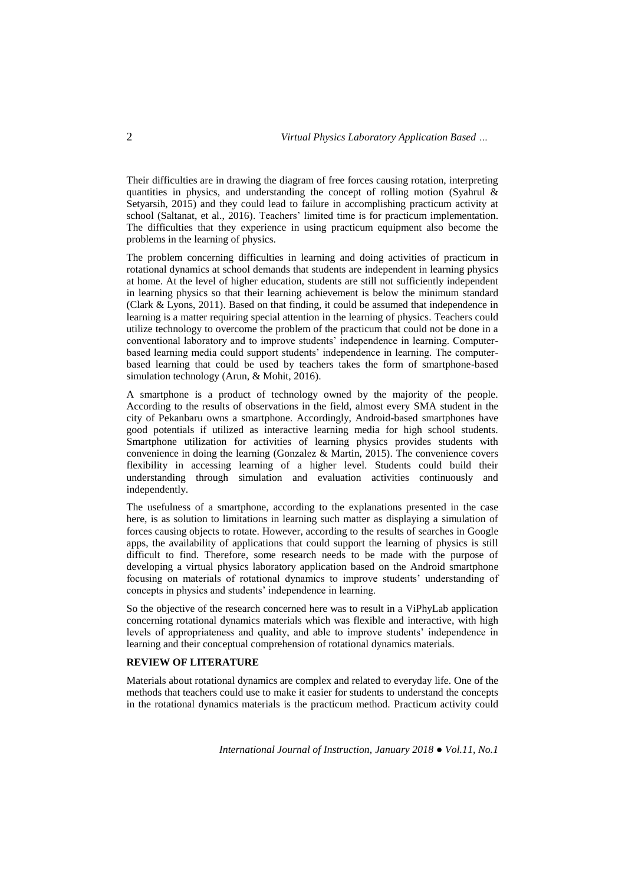Their difficulties are in drawing the diagram of free forces causing rotation, interpreting quantities in physics, and understanding the concept of rolling motion (Syahrul & Setyarsih, 2015) and they could lead to failure in accomplishing practicum activity at school (Saltanat, et al., 2016). Teachers' limited time is for practicum implementation. The difficulties that they experience in using practicum equipment also become the problems in the learning of physics.

The problem concerning difficulties in learning and doing activities of practicum in rotational dynamics at school demands that students are independent in learning physics at home. At the level of higher education, students are still not sufficiently independent in learning physics so that their learning achievement is below the minimum standard (Clark & Lyons, 2011). Based on that finding, it could be assumed that independence in learning is a matter requiring special attention in the learning of physics. Teachers could utilize technology to overcome the problem of the practicum that could not be done in a conventional laboratory and to improve students' independence in learning. Computer-based learning media could support students' independence in learning. The computer-based learning that could be used by teachers takes the form of smartphone-based simulation technology (Arun, & Mohit, 2016).

A smartphone is a product of technology owned by the majority of the people. According to the results of observations in the field, almost every SMA student in the city of Pekanbaru owns a smartphone. Accordingly, Android-based smartphones have good potentials if utilized as interactive learning media for high school students. Smartphone utilization for activities of learning physics provides students with convenience in doing the learning (Gonzalez & Martin, 2015). The convenience covers flexibility in accessing learning of a higher level. Students could build their understanding through simulation and evaluation activities continuously and independently.

The usefulness of a smartphone, according to the explanations presented in the case here, is as solution to limitations in learning such matter as displaying a simulation of forces causing objects to rotate. However, according to the results of searches in Google apps, the availability of applications that could support the learning of physics is still difficult to find. Therefore, some research needs to be made with the purpose of developing a virtual physics laboratory application based on the Android smartphone focusing on materials of rotational dynamics to improve students' understanding of concepts in physics and students' independence in learning.

So the objective of the research concerned here was to result in a ViPhyLab application concerning rotational dynamics materials which was flexible and interactive, with high levels of appropriateness and quality, and able to improve students' independence in learning and their conceptual comprehension of rotational dynamics materials.

## REVIEW OF LITERATURE

Materials about rotational dynamics are complex and related to everyday life. One of the methods that teachers could use to make it easier for students to understand the concepts in the rotational dynamics materials is the practicum method. Practicum activity could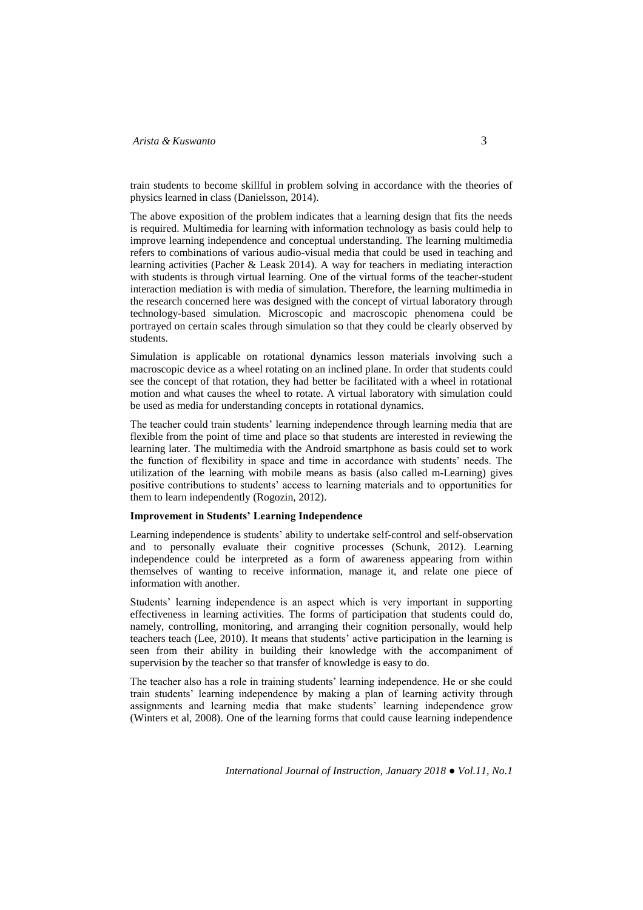train students to become skillful in problem solving in accordance with the theories of physics learned in class (Danielsson, 2014).

The above exposition of the problem indicates that a learning design that fits the needs is required. Multimedia for learning with information technology as basis could help to improve learning independence and conceptual understanding. The learning multimedia refers to combinations of various audio-visual media that could be used in teaching and learning activities (Pacher & Leask 2014). A way for teachers in mediating interaction with students is through virtual learning. One of the virtual forms of the teacher-student interaction mediation is with media of simulation. Therefore, the learning multimedia in the research concerned here was designed with the concept of virtual laboratory through technology-based simulation. Microscopic and macroscopic phenomena could be portrayed on certain scales through simulation so that they could be clearly observed by students.

Simulation is applicable on rotational dynamics lesson materials involving such a macroscopic device as a wheel rotating on an inclined plane. In order that students could see the concept of that rotation, they had better be facilitated with a wheel in rotational motion and what causes the wheel to rotate. A virtual laboratory with simulation could be used as media for understanding concepts in rotational dynamics.

The teacher could train students' learning independence through learning media that are flexible from the point of time and place so that students are interested in reviewing the learning later. The multimedia with the Android smartphone as basis could set to work the function of flexibility in space and time in accordance with students' needs. The utilization of the learning with mobile means as basis (also called m-Learning) gives positive contributions to students' access to learning materials and to opportunities for them to learn independently (Rogozin, 2012).

**Improvement in Students' Learning Independence**

Learning independence is students' ability to undertake self-control and self-observation and to personally evaluate their cognitive processes (Schunk, 2012). Learning independence could be interpreted as a form of awareness appearing from within themselves of wanting to receive information, manage it, and relate one piece of information with another.

Students' learning independence is an aspect which is very important in supporting effectiveness in learning activities. The forms of participation that students could do, namely, controlling, monitoring, and arranging their cognition personally, would help teachers teach (Lee, 2010). It means that students' active participation in the learning is seen from their ability in building their knowledge with the accompaniment of supervision by the teacher so that transfer of knowledge is easy to do.

The teacher also has a role in training students' learning independence. He or she could train students' learning independence by making a plan of learning activity through assignments and learning media that make students' learning independence grow (Winters et al, 2008). One of the learning forms that could cause learning independence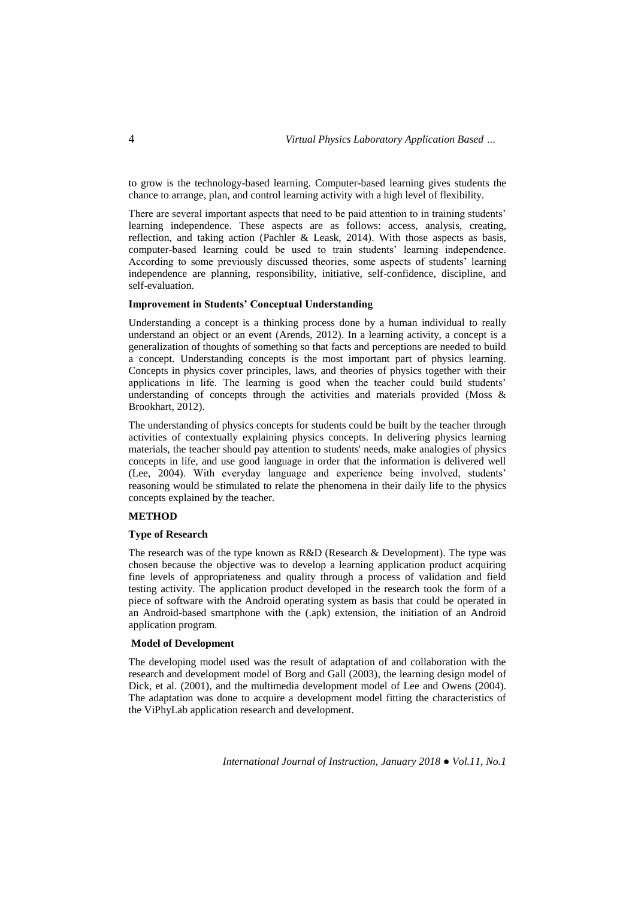to grow is the technology-based learning. Computer-based learning gives students the chance to arrange, plan, and control learning activity with a high level of flexibility.

There are several important aspects that need to be paid attention to in training students' learning independence. These aspects are as follows: access, analysis, creating, reflection, and taking action (Pachler & Leask, 2014). With those aspects as basis, computer-based learning could be used to train students' learning independence. According to some previously discussed theories, some aspects of students' learning independence are planning, responsibility, initiative, self-confidence, discipline, and self-evaluation.

### Improvement in Students' Conceptual Understanding

Understanding a concept is a thinking process done by a human individual to really understand an object or an event (Arends, 2012). In a learning activity, a concept is a generalization of thoughts of something so that facts and perceptions are needed to build a concept. Understanding concepts is the most important part of physics learning. Concepts in physics cover principles, laws, and theories of physics together with their applications in life. The learning is good when the teacher could build students' understanding of concepts through the activities and materials provided (Moss & Brookhart, 2012).

The understanding of physics concepts for students could be built by the teacher through activities of contextually explaining physics concepts. In delivering physics learning materials, the teacher should pay attention to students' needs, make analogies of physics concepts in life, and use good language in order that the information is delivered well (Lee, 2004). With everyday language and experience being involved, students' reasoning would be stimulated to relate the phenomena in their daily life to the physics concepts explained by the teacher.

## METHOD

### Type of Research

The research was of the type known as R&D (Research & Development). The type was chosen because the objective was to develop a learning application product acquiring fine levels of appropriateness and quality through a process of validation and field testing activity. The application product developed in the research took the form of a piece of software with the Android operating system as basis that could be operated in an Android-based smartphone with the (.apk) extension, the initiation of an Android application program.

### Model of Development

The developing model used was the result of adaptation of and collaboration with the research and development model of Borg and Gall (2003), the learning design model of Dick, et al. (2001), and the multimedia development model of Lee and Owens (2004). The adaptation was done to acquire a development model fitting the characteristics of the ViPhyLab application research and development.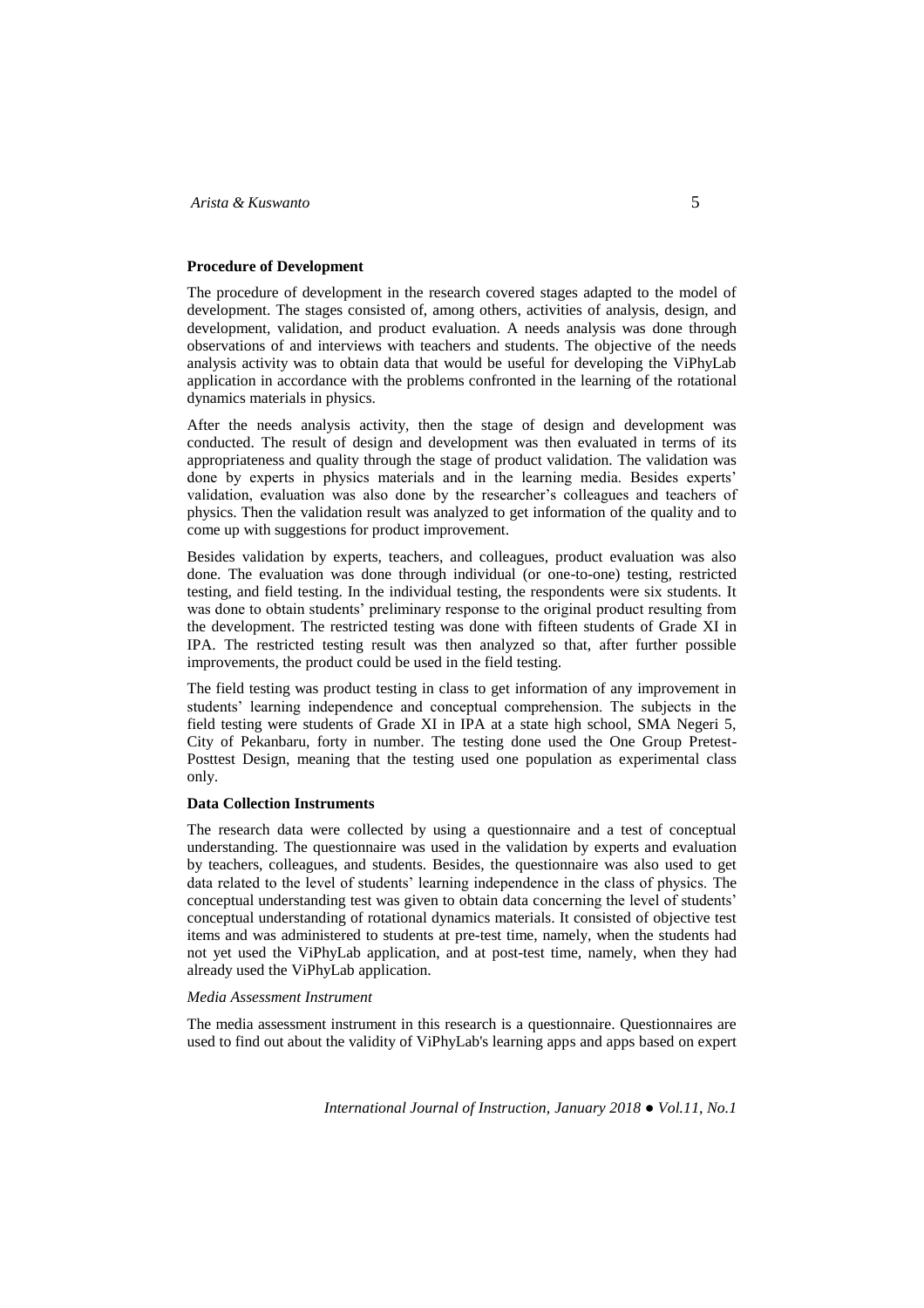**Procedure of Development**

The procedure of development in the research covered stages adapted to the model of development. The stages consisted of, among others, activities of analysis, design, and development, validation, and product evaluation. A needs analysis was done through observations of and interviews with teachers and students. The objective of the needs analysis activity was to obtain data that would be useful for developing the ViPhyLab application in accordance with the problems confronted in the learning of the rotational dynamics materials in physics.

After the needs analysis activity, then the stage of design and development was conducted. The result of design and development was then evaluated in terms of its appropriateness and quality through the stage of product validation. The validation was done by experts in physics materials and in the learning media. Besides experts' validation, evaluation was also done by the researcher's colleagues and teachers of physics. Then the validation result was analyzed to get information of the quality and to come up with suggestions for product improvement.

Besides validation by experts, teachers, and colleagues, product evaluation was also done. The evaluation was done through individual (or one-to-one) testing, restricted testing, and field testing. In the individual testing, the respondents were six students. It was done to obtain students' preliminary response to the original product resulting from the development. The restricted testing was done with fifteen students of Grade XI in IPA. The restricted testing result was then analyzed so that, after further possible improvements, the product could be used in the field testing.

The field testing was product testing in class to get information of any improvement in students' learning independence and conceptual comprehension. The subjects in the field testing were students of Grade XI in IPA at a state high school, SMA Negeri 5, City of Pekanbaru, forty in number. The testing done used the One Group Pretest-Posttest Design, meaning that the testing used one population as experimental class only.

**Data Collection Instruments**

The research data were collected by using a questionnaire and a test of conceptual understanding. The questionnaire was used in the validation by experts and evaluation by teachers, colleagues, and students. Besides, the questionnaire was also used to get data related to the level of students' learning independence in the class of physics. The conceptual understanding test was given to obtain data concerning the level of students' conceptual understanding of rotational dynamics materials. It consisted of objective test items and was administered to students at pre-test time, namely, when the students had not yet used the ViPhyLab application, and at post-test time, namely, when they had already used the ViPhyLab application.

*Media Assessment Instrument*

The media assessment instrument in this research is a questionnaire. Questionnaires are used to find out about the validity of ViPhyLab's learning apps and apps based on expert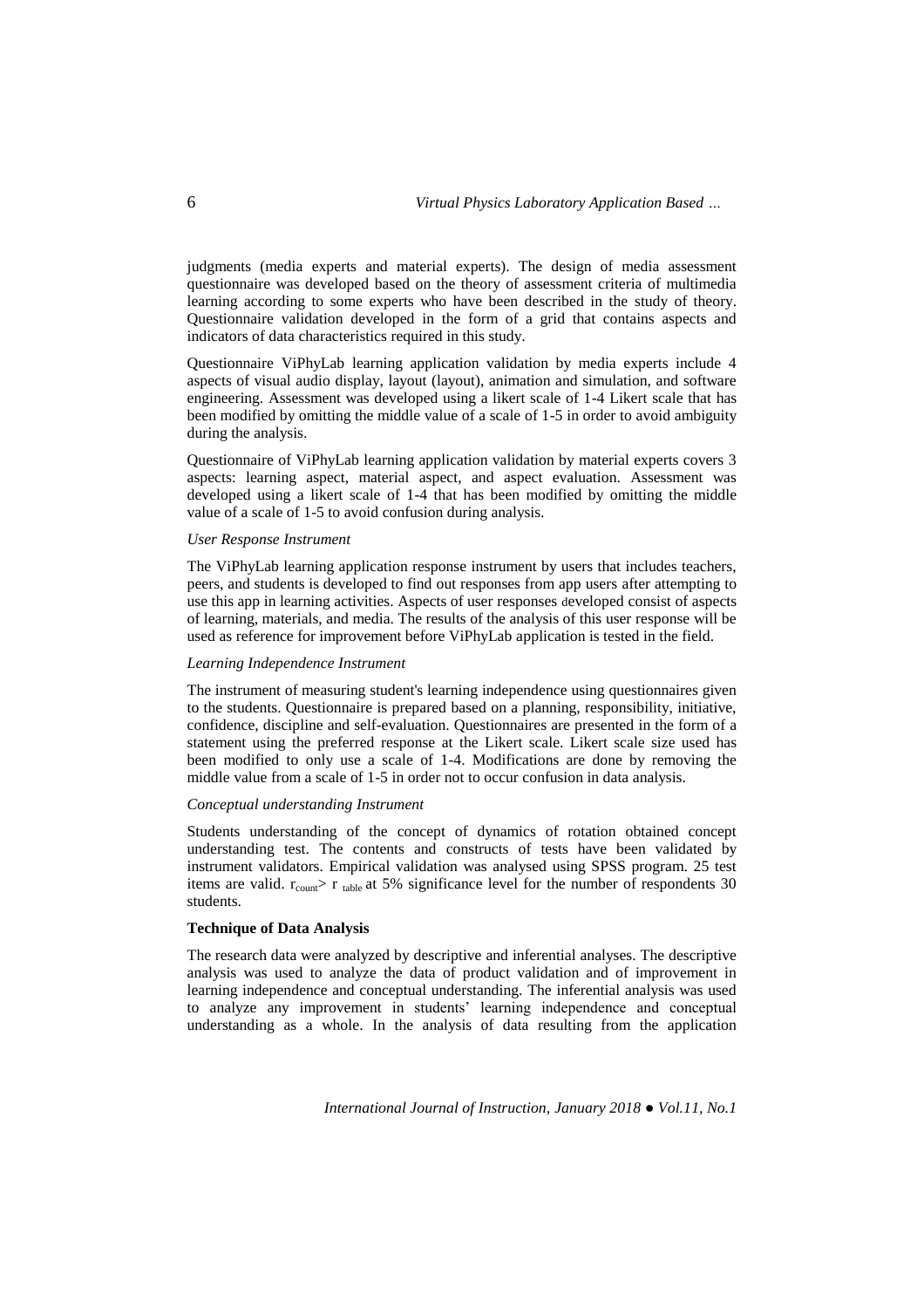judgments (media experts and material experts). The design of media assessment questionnaire was developed based on the theory of assessment criteria of multimedia learning according to some experts who have been described in the study of theory. Questionnaire validation developed in the form of a grid that contains aspects and indicators of data characteristics required in this study.

Questionnaire ViPhyLab learning application validation by media experts include 4 aspects of visual audio display, layout (layout), animation and simulation, and software engineering. Assessment was developed using a likert scale of 1-4 Likert scale that has been modified by omitting the middle value of a scale of 1-5 in order to avoid ambiguity during the analysis.

Questionnaire of ViPhyLab learning application validation by material experts covers 3 aspects: learning aspect, material aspect, and aspect evaluation. Assessment was developed using a likert scale of 1-4 that has been modified by omitting the middle value of a scale of 1-5 to avoid confusion during analysis.

*User Response Instrument*

The ViPhyLab learning application response instrument by users that includes teachers, peers, and students is developed to find out responses from app users after attempting to use this app in learning activities. Aspects of user responses developed consist of aspects of learning, materials, and media. The results of the analysis of this user response will be used as reference for improvement before ViPhyLab application is tested in the field.

*Learning Independence Instrument*

The instrument of measuring student's learning independence using questionnaires given to the students. Questionnaire is prepared based on a planning, responsibility, initiative, confidence, discipline and self-evaluation. Questionnaires are presented in the form of a statement using the preferred response at the Likert scale. Likert scale size used has been modified to only use a scale of 1-4. Modifications are done by removing the middle value from a scale of 1-5 in order not to occur confusion in data analysis.

*Conceptual understanding Instrument*

Students understanding of the concept of dynamics of rotation obtained concept understanding test. The contents and constructs of tests have been validated by instrument validators. Empirical validation was analysed using SPSS program. 25 test items are valid. $r_{count} > r_{table}$ at 5% significance level for the number of respondents 30 students.

**Technique of Data Analysis**

The research data were analyzed by descriptive and inferential analyses. The descriptive analysis was used to analyze the data of product validation and of improvement in learning independence and conceptual understanding. The inferential analysis was used to analyze any improvement in students' learning independence and conceptual understanding as a whole. In the analysis of data resulting from the application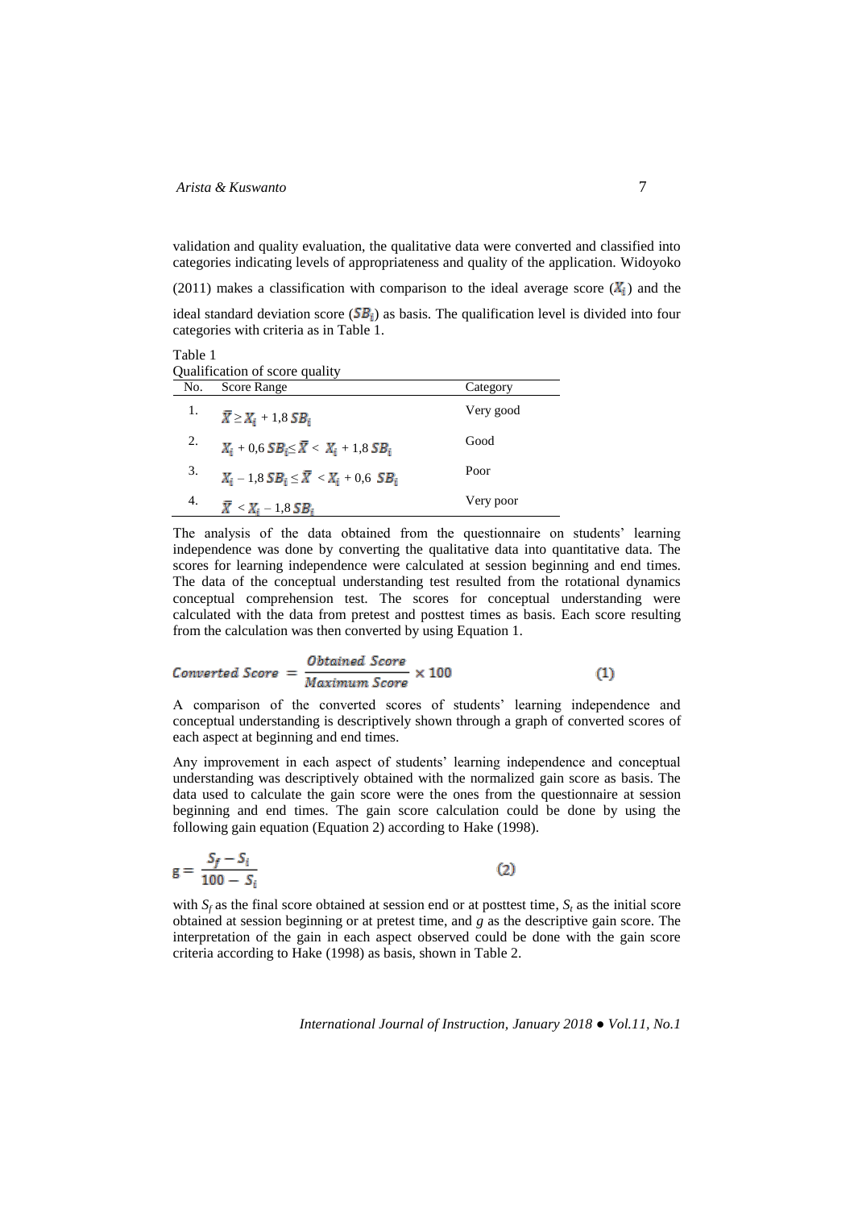validation and quality evaluation, the qualitative data were converted and classified into categories indicating levels of appropriateness and quality of the application. Widoyoko (2011) makes a classification with comparison to the ideal average score ($X_i$) and the ideal standard deviation score ($SB_i$) as basis. The qualification level is divided into four categories with criteria as in Table 1.

Table 1
Qualification of score quality

| No. | Score Range | Category |
| --- | --- | --- |
| 1. | $\bar{X} \geq X_i + 1{,}8\ SB_i$ | Very good |
| 2. | $X_i + 0{,}6\ SB_i \leq \bar{X} < X_i + 1{,}8\ SB_i$ | Good |
| 3. | $X_i - 1{,}8\ SB_i \leq \bar{X} < X_i + 0{,}6\ SB_i$ | Poor |
| 4. | $\bar{X} < X_i - 1{,}8\ SB_i$ | Very poor |

The analysis of the data obtained from the questionnaire on students' learning independence was done by converting the qualitative data into quantitative data. The scores for learning independence were calculated at session beginning and end times. The data of the conceptual understanding test resulted from the rotational dynamics conceptual comprehension test. The scores for conceptual understanding were calculated with the data from pretest and posttest times as basis. Each score resulting from the calculation was then converted by using Equation 1.

$$Converted\ Score = \frac{Obtained\ Score}{Maximum\ Score} \times 100 \qquad (1)$$

A comparison of the converted scores of students' learning independence and conceptual understanding is descriptively shown through a graph of converted scores of each aspect at beginning and end times.

Any improvement in each aspect of students' learning independence and conceptual understanding was descriptively obtained with the normalized gain score as basis. The data used to calculate the gain score were the ones from the questionnaire at session beginning and end times. The gain score calculation could be done by using the following gain equation (Equation 2) according to Hake (1998).

$$g = \frac{S_f - S_i}{100 - S_i} \qquad (2)$$

with $S_f$ as the final score obtained at session end or at posttest time, $S_i$ as the initial score obtained at session beginning or at pretest time, and $g$ as the descriptive gain score. The interpretation of the gain in each aspect observed could be done with the gain score criteria according to Hake (1998) as basis, shown in Table 2.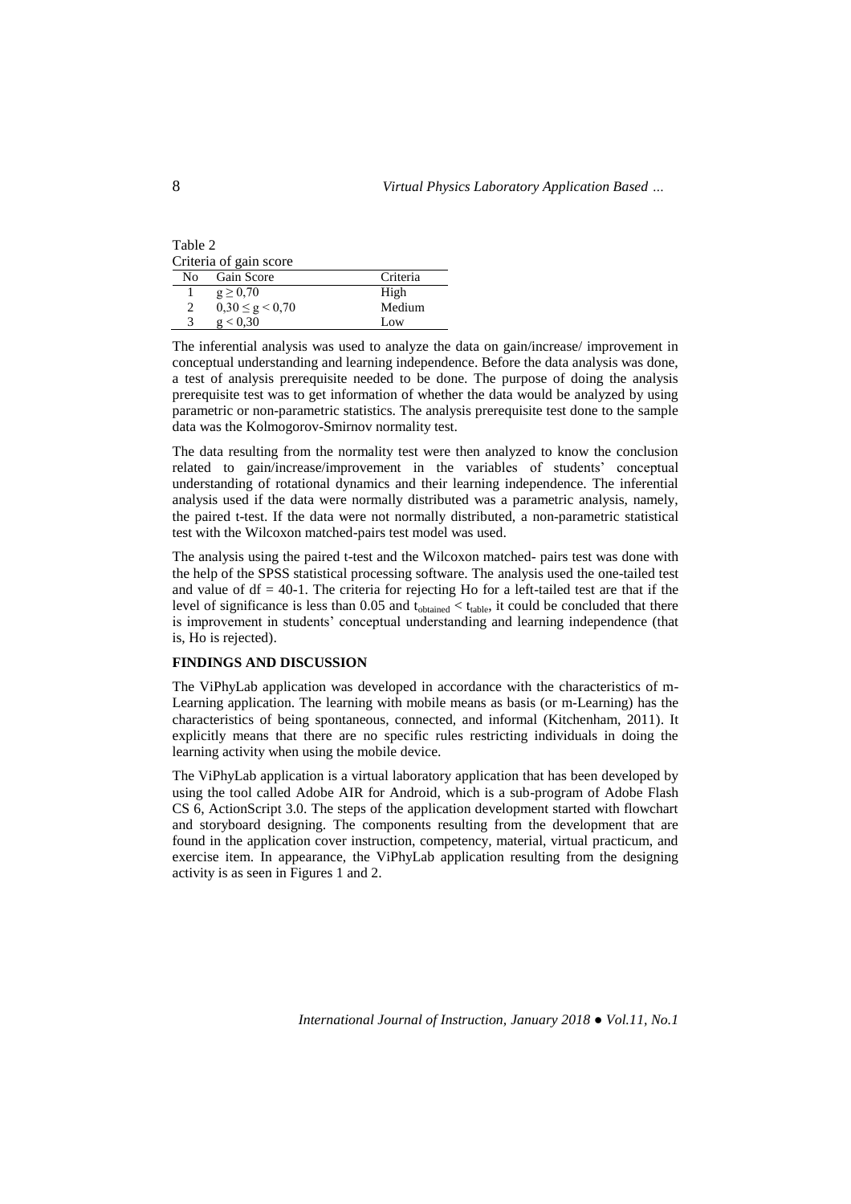Table 2
Criteria of gain score

| No | Gain Score | Criteria |
|---|---|---|
| 1 | $g \geq 0{,}70$ | High |
| 2 | $0{,}30 \leq g < 0{,}70$ | Medium |
| 3 | $g < 0{,}30$ | Low |

The inferential analysis was used to analyze the data on gain/increase/ improvement in conceptual understanding and learning independence. Before the data analysis was done, a test of analysis prerequisite needed to be done. The purpose of doing the analysis prerequisite test was to get information of whether the data would be analyzed by using parametric or non-parametric statistics. The analysis prerequisite test done to the sample data was the Kolmogorov-Smirnov normality test.

The data resulting from the normality test were then analyzed to know the conclusion related to gain/increase/improvement in the variables of students' conceptual understanding of rotational dynamics and their learning independence. The inferential analysis used if the data were normally distributed was a parametric analysis, namely, the paired t-test. If the data were not normally distributed, a non-parametric statistical test with the Wilcoxon matched-pairs test model was used.

The analysis using the paired t-test and the Wilcoxon matched- pairs test was done with the help of the SPSS statistical processing software. The analysis used the one-tailed test and value of $df = 40-1$. The criteria for rejecting Ho for a left-tailed test are that if the level of significance is less than 0.05 and $t_{obtained} < t_{table}$, it could be concluded that there is improvement in students' conceptual understanding and learning independence (that is, Ho is rejected).

## FINDINGS AND DISCUSSION

The ViPhyLab application was developed in accordance with the characteristics of m-Learning application. The learning with mobile means as basis (or m-Learning) has the characteristics of being spontaneous, connected, and informal (Kitchenham, 2011). It explicitly means that there are no specific rules restricting individuals in doing the learning activity when using the mobile device.

The ViPhyLab application is a virtual laboratory application that has been developed by using the tool called Adobe AIR for Android, which is a sub-program of Adobe Flash CS 6, ActionScript 3.0. The steps of the application development started with flowchart and storyboard designing. The components resulting from the development that are found in the application cover instruction, competency, material, virtual practicum, and exercise item. In appearance, the ViPhyLab application resulting from the designing activity is as seen in Figures 1 and 2.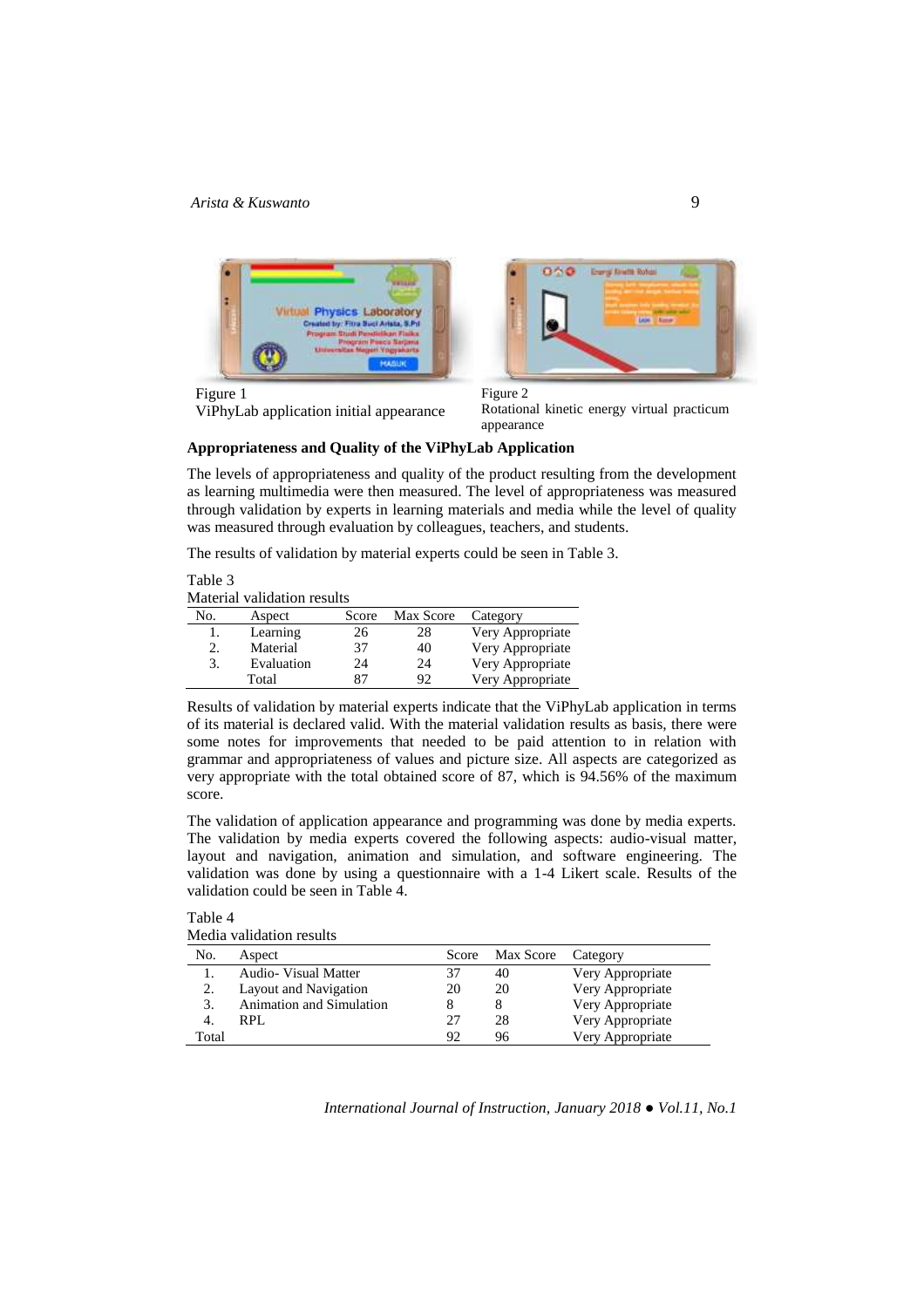Figure 1
ViPhyLab application initial appearance

Figure 2
Rotational kinetic energy virtual practicum appearance

**Appropriateness and Quality of the ViPhyLab Application**

The levels of appropriateness and quality of the product resulting from the development as learning multimedia were then measured. The level of appropriateness was measured through validation by experts in learning materials and media while the level of quality was measured through evaluation by colleagues, teachers, and students.

The results of validation by material experts could be seen in Table 3.

Table 3
Material validation results

| No. | Aspect | Score | Max Score | Category |
|---|---|---|---|---|
| 1. | Learning | 26 | 28 | Very Appropriate |
| 2. | Material | 37 | 40 | Very Appropriate |
| 3. | Evaluation | 24 | 24 | Very Appropriate |
| | Total | 87 | 92 | Very Appropriate |

Results of validation by material experts indicate that the ViPhyLab application in terms of its material is declared valid. With the material validation results as basis, there were some notes for improvements that needed to be paid attention to in relation with grammar and appropriateness of values and picture size. All aspects are categorized as very appropriate with the total obtained score of 87, which is 94.56% of the maximum score.

The validation of application appearance and programming was done by media experts. The validation by media experts covered the following aspects: audio-visual matter, layout and navigation, animation and simulation, and software engineering. The validation was done by using a questionnaire with a 1-4 Likert scale. Results of the validation could be seen in Table 4.

Table 4
Media validation results

| No. | Aspect | Score | Max Score | Category |
|---|---|---|---|---|
| 1. | Audio- Visual Matter | 37 | 40 | Very Appropriate |
| 2. | Layout and Navigation | 20 | 20 | Very Appropriate |
| 3. | Animation and Simulation | 8 | 8 | Very Appropriate |
| 4. | RPL | 27 | 28 | Very Appropriate |
| Total | | 92 | 96 | Very Appropriate |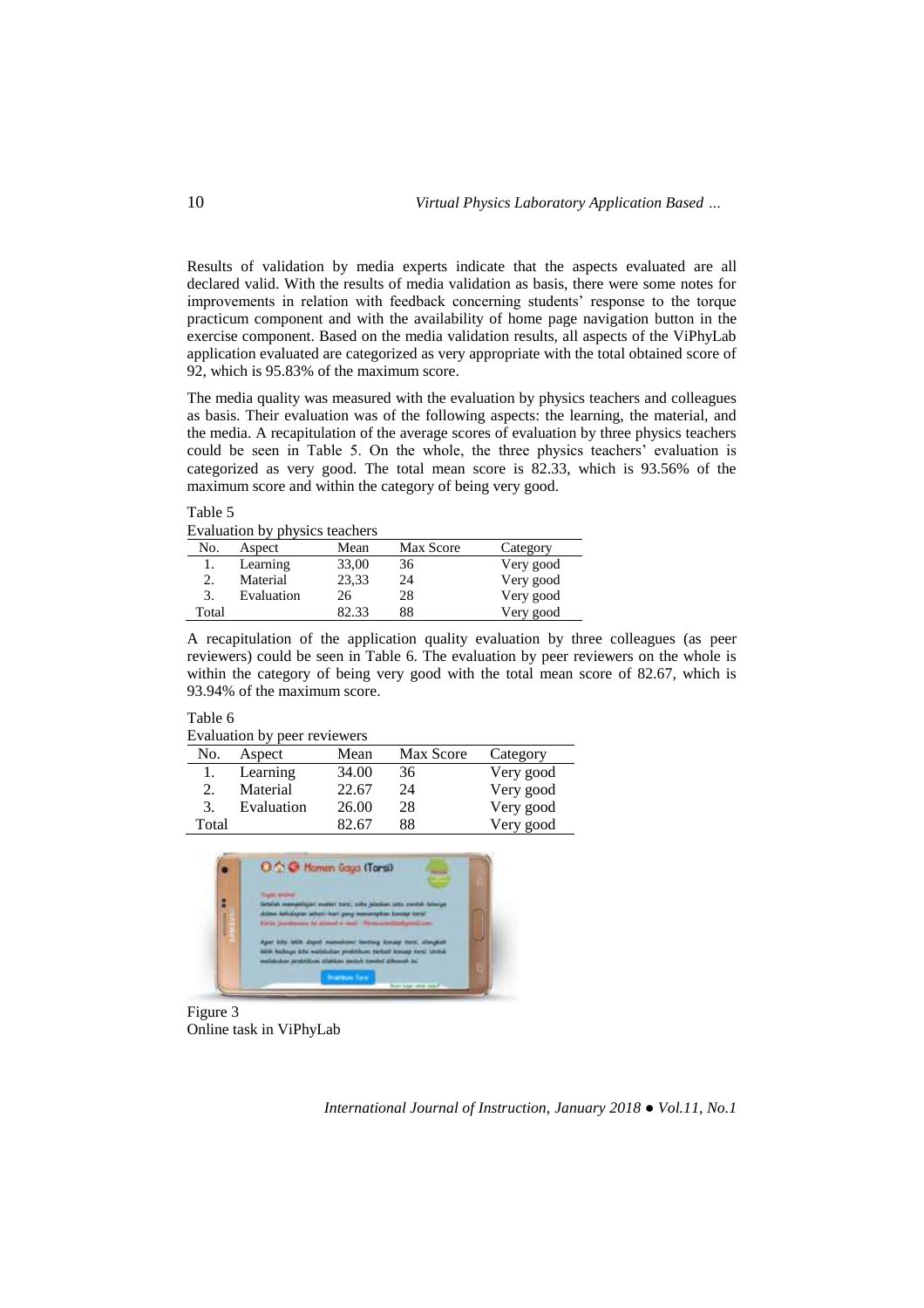Results of validation by media experts indicate that the aspects evaluated are all declared valid. With the results of media validation as basis, there were some notes for improvements in relation with feedback concerning students' response to the torque practicum component and with the availability of home page navigation button in the exercise component. Based on the media validation results, all aspects of the ViPhyLab application evaluated are categorized as very appropriate with the total obtained score of 92, which is 95.83% of the maximum score.

The media quality was measured with the evaluation by physics teachers and colleagues as basis. Their evaluation was of the following aspects: the learning, the material, and the media. A recapitulation of the average scores of evaluation by three physics teachers could be seen in Table 5. On the whole, the three physics teachers' evaluation is categorized as very good. The total mean score is 82.33, which is 93.56% of the maximum score and within the category of being very good.

Table 5
Evaluation by physics teachers

| No. | Aspect | Mean | Max Score | Category |
|---|---|---|---|---|
| 1. | Learning | 33,00 | 36 | Very good |
| 2. | Material | 23,33 | 24 | Very good |
| 3. | Evaluation | 26 | 28 | Very good |
| Total | | 82.33 | 88 | Very good |

A recapitulation of the application quality evaluation by three colleagues (as peer reviewers) could be seen in Table 6. The evaluation by peer reviewers on the whole is within the category of being very good with the total mean score of 82.67, which is 93.94% of the maximum score.

Table 6
Evaluation by peer reviewers

| No. | Aspect | Mean | Max Score | Category |
|---|---|---|---|---|
| 1. | Learning | 34.00 | 36 | Very good |
| 2. | Material | 22.67 | 24 | Very good |
| 3. | Evaluation | 26.00 | 28 | Very good |
| Total | | 82.67 | 88 | Very good |

Figure 3
Online task in ViPhyLab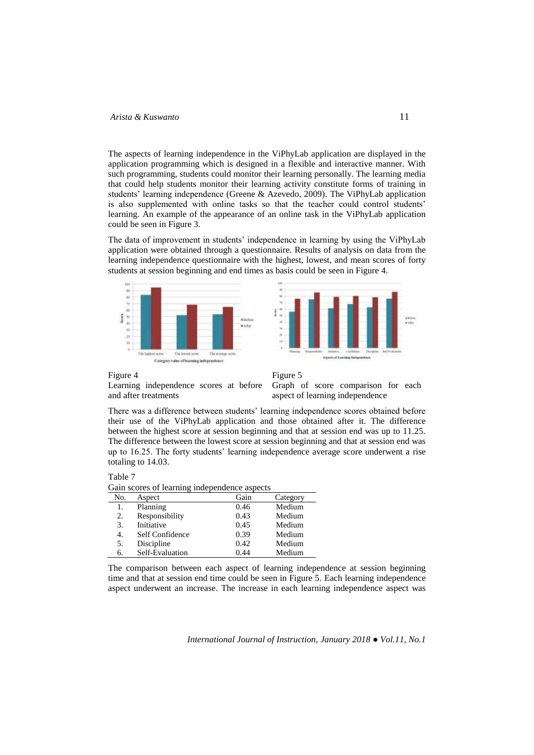The aspects of learning independence in the ViPhyLab application are displayed in the application programming which is designed in a flexible and interactive manner. With such programming, students could monitor their learning personally. The learning media that could help students monitor their learning activity constitute forms of training in students' learning independence (Greene & Azevedo, 2009). The ViPhyLab application is also supplemented with online tasks so that the teacher could control students' learning. An example of the appearance of an online task in the ViPhyLab application could be seen in Figure 3.

The data of improvement in students' independence in learning by using the ViPhyLab application were obtained through a questionnaire. Results of analysis on data from the learning independence questionnaire with the highest, lowest, and mean scores of forty students at session beginning and end times as basis could be seen in Figure 4.

Figure 4
Learning independence scores at before and after treatments

Figure 5
Graph of score comparison for each aspect of learning independence

There was a difference between students' learning independence scores obtained before their use of the ViPhyLab application and those obtained after it. The difference between the highest score at session beginning and that at session end was up to 11.25. The difference between the lowest score at session beginning and that at session end was up to 16.25. The forty students' learning independence average score underwent a rise totaling to 14.03.

Table 7
Gain scores of learning independence aspects

| No. | Aspect | Gain | Category |
|---|---|---|---|
| 1. | Planning | 0.46 | Medium |
| 2. | Responsibility | 0.43 | Medium |
| 3. | Initiative | 0.45 | Medium |
| 4. | Self Confidence | 0.39 | Medium |
| 5. | Discipline | 0.42 | Medium |
| 6. | Self-Evaluation | 0.44 | Medium |

The comparison between each aspect of learning independence at session beginning time and that at session end time could be seen in Figure 5. Each learning independence aspect underwent an increase. The increase in each learning independence aspect was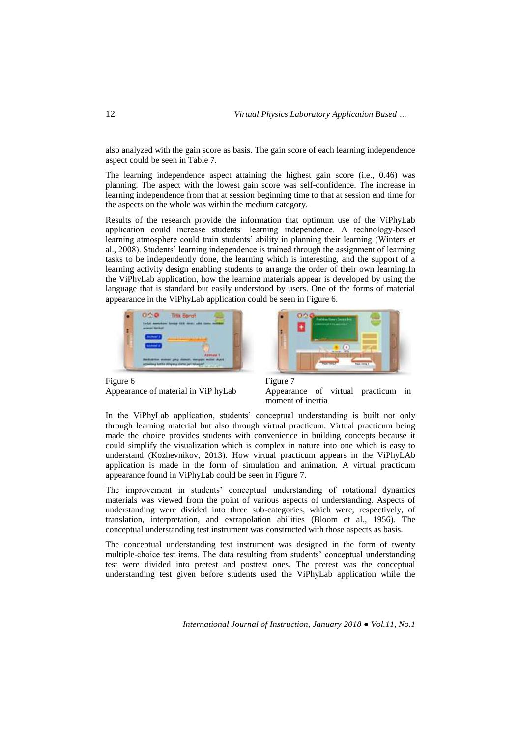also analyzed with the gain score as basis. The gain score of each learning independence aspect could be seen in Table 7.

The learning independence aspect attaining the highest gain score (i.e., 0.46) was planning. The aspect with the lowest gain score was self-confidence. The increase in learning independence from that at session beginning time to that at session end time for the aspects on the whole was within the medium category.

Results of the research provide the information that optimum use of the ViPhyLab application could increase students' learning independence. A technology-based learning atmosphere could train students' ability in planning their learning (Winters et al., 2008). Students' learning independence is trained through the assignment of learning tasks to be independently done, the learning which is interesting, and the support of a learning activity design enabling students to arrange the order of their own learning.In the ViPhyLab application, how the learning materials appear is developed by using the language that is standard but easily understood by users. One of the forms of material appearance in the ViPhyLab application could be seen in Figure 6.

Figure 6
Appearance of material in ViP hyLab

Figure 7
Appearance of virtual practicum in moment of inertia

In the ViPhyLab application, students' conceptual understanding is built not only through learning material but also through virtual practicum. Virtual practicum being made the choice provides students with convenience in building concepts because it could simplify the visualization which is complex in nature into one which is easy to understand (Kozhevnikov, 2013). How virtual practicum appears in the ViPhyLAb application is made in the form of simulation and animation. A virtual practicum appearance found in ViPhyLab could be seen in Figure 7.

The improvement in students' conceptual understanding of rotational dynamics materials was viewed from the point of various aspects of understanding. Aspects of understanding were divided into three sub-categories, which were, respectively, of translation, interpretation, and extrapolation abilities (Bloom et al., 1956). The conceptual understanding test instrument was constructed with those aspects as basis.

The conceptual understanding test instrument was designed in the form of twenty multiple-choice test items. The data resulting from students' conceptual understanding test were divided into pretest and posttest ones. The pretest was the conceptual understanding test given before students used the ViPhyLab application while the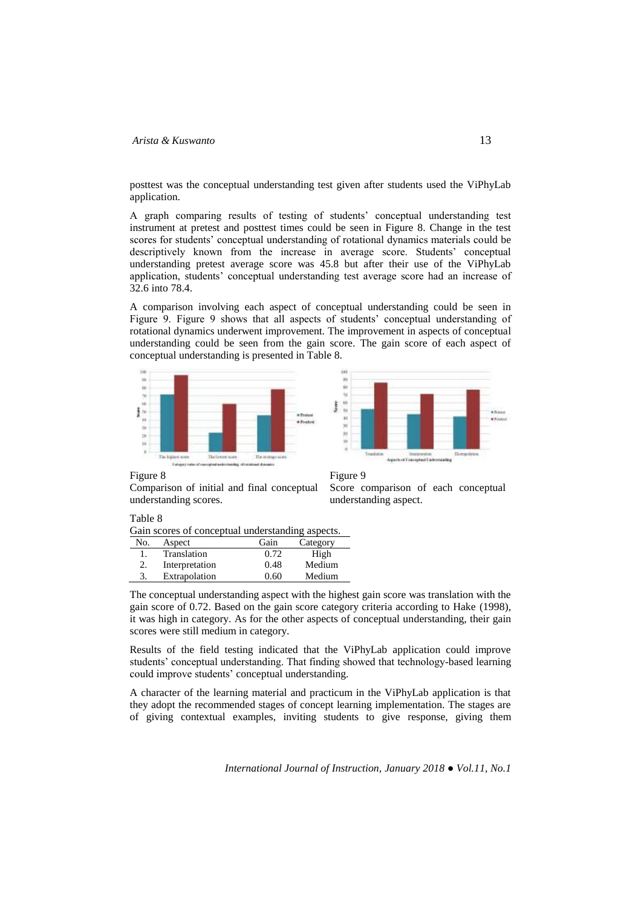posttest was the conceptual understanding test given after students used the ViPhyLab application.

A graph comparing results of testing of students' conceptual understanding test instrument at pretest and posttest times could be seen in Figure 8. Change in the test scores for students' conceptual understanding of rotational dynamics materials could be descriptively known from the increase in average score. Students' conceptual understanding pretest average score was 45.8 but after their use of the ViPhyLab application, students' conceptual understanding test average score had an increase of 32.6 into 78.4.

A comparison involving each aspect of conceptual understanding could be seen in Figure 9. Figure 9 shows that all aspects of students' conceptual understanding of rotational dynamics underwent improvement. The improvement in aspects of conceptual understanding could be seen from the gain score. The gain score of each aspect of conceptual understanding is presented in Table 8.

Figure 8
Comparison of initial and final conceptual understanding scores.

Figure 9
Score comparison of each conceptual understanding aspect.

Table 8
Gain scores of conceptual understanding aspects.

| No. | Aspect | Gain | Category |
|---|---|---|---|
| 1. | Translation | 0.72 | High |
| 2. | Interpretation | 0.48 | Medium |
| 3. | Extrapolation | 0.60 | Medium |

The conceptual understanding aspect with the highest gain score was translation with the gain score of 0.72. Based on the gain score category criteria according to Hake (1998), it was high in category. As for the other aspects of conceptual understanding, their gain scores were still medium in category.

Results of the field testing indicated that the ViPhyLab application could improve students' conceptual understanding. That finding showed that technology-based learning could improve students' conceptual understanding.

A character of the learning material and practicum in the ViPhyLab application is that they adopt the recommended stages of concept learning implementation. The stages are of giving contextual examples, inviting students to give response, giving them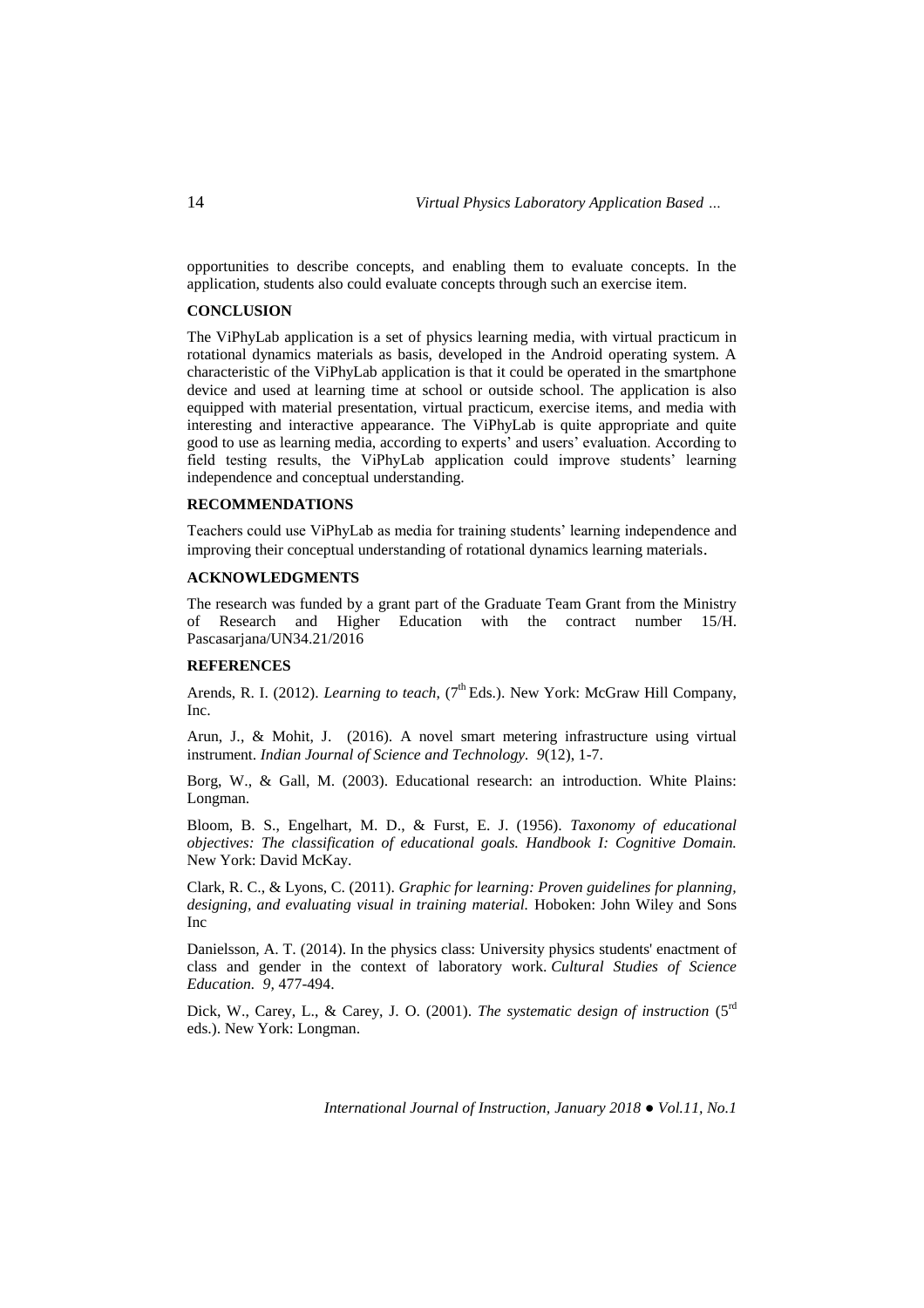opportunities to describe concepts, and enabling them to evaluate concepts. In the application, students also could evaluate concepts through such an exercise item.

## CONCLUSION

The ViPhyLab application is a set of physics learning media, with virtual practicum in rotational dynamics materials as basis, developed in the Android operating system. A characteristic of the ViPhyLab application is that it could be operated in the smartphone device and used at learning time at school or outside school. The application is also equipped with material presentation, virtual practicum, exercise items, and media with interesting and interactive appearance. The ViPhyLab is quite appropriate and quite good to use as learning media, according to experts' and users' evaluation. According to field testing results, the ViPhyLab application could improve students' learning independence and conceptual understanding.

## RECOMMENDATIONS

Teachers could use ViPhyLab as media for training students' learning independence and improving their conceptual understanding of rotational dynamics learning materials.

## ACKNOWLEDGMENTS

The research was funded by a grant part of the Graduate Team Grant from the Ministry of Research and Higher Education with the contract number 15/H. Pascasarjana/UN34.21/2016

## REFERENCES

Arends, R. I. (2012). *Learning to teach,* (7th Eds.). New York: McGraw Hill Company, Inc.

Arun, J., & Mohit, J. (2016). A novel smart metering infrastructure using virtual instrument. *Indian Journal of Science and Technology. 9*(12), 1-7.

Borg, W., & Gall, M. (2003). Educational research: an introduction. White Plains: Longman.

Bloom, B. S., Engelhart, M. D., & Furst, E. J. (1956). *Taxonomy of educational objectives: The classification of educational goals. Handbook I: Cognitive Domain.* New York: David McKay.

Clark, R. C., & Lyons, C. (2011). *Graphic for learning: Proven guidelines for planning, designing, and evaluating visual in training material.* Hoboken: John Wiley and Sons Inc

Danielsson, A. T. (2014). In the physics class: University physics students' enactment of class and gender in the context of laboratory work. *Cultural Studies of Science Education. 9,* 477-494.

Dick, W., Carey, L., & Carey, J. O. (2001). *The systematic design of instruction* (5rd eds.). New York: Longman.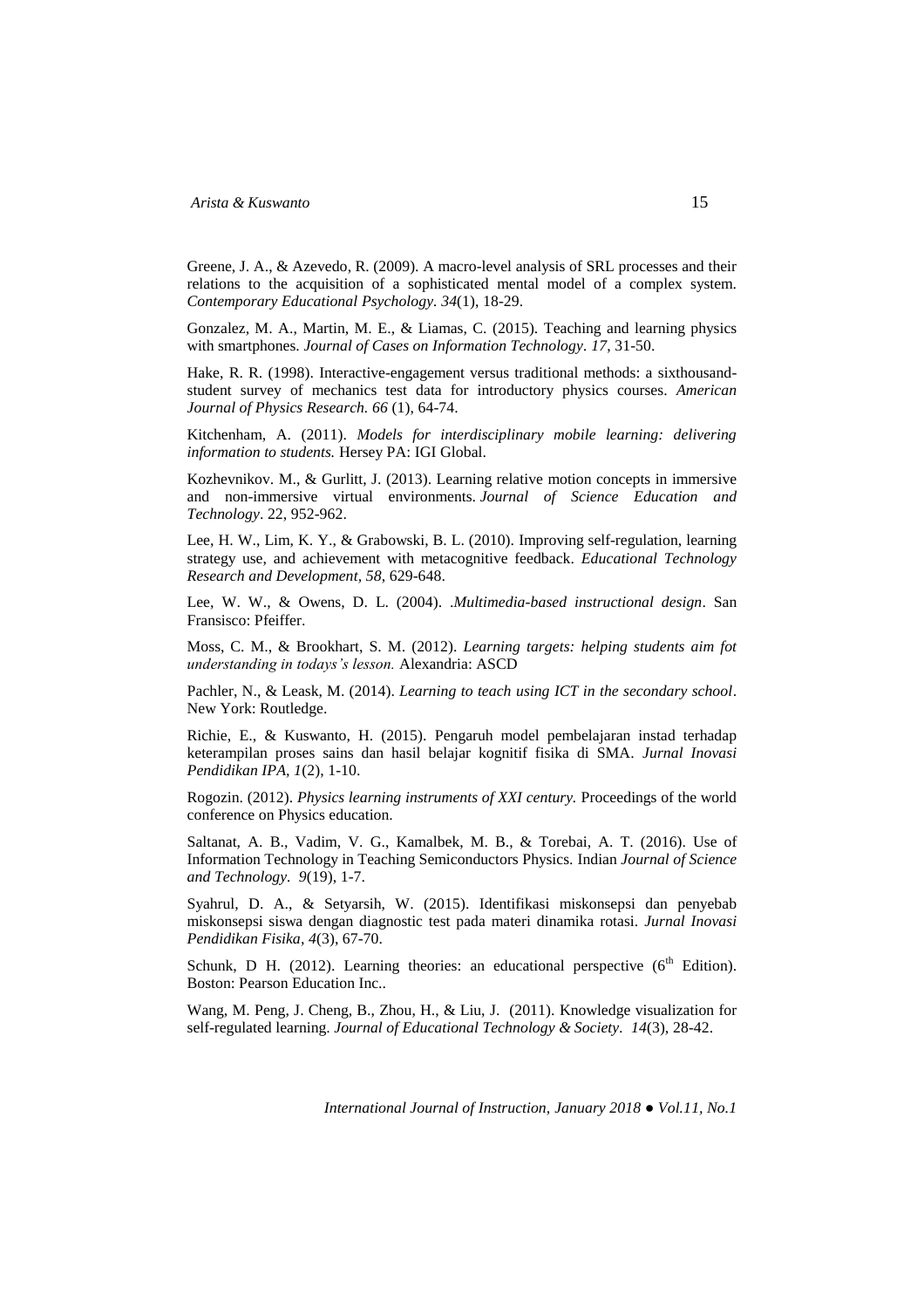Greene, J. A., & Azevedo, R. (2009). A macro-level analysis of SRL processes and their relations to the acquisition of a sophisticated mental model of a complex system. *Contemporary Educational Psychology*. *34*(1), 18-29.

Gonzalez, M. A., Martin, M. E., & Liamas, C. (2015). Teaching and learning physics with smartphones. *Journal of Cases on Information Technology*. *17*, 31-50.

Hake, R. R. (1998). Interactive-engagement versus traditional methods: a sixthousand-student survey of mechanics test data for introductory physics courses. *American Journal of Physics Research. 66* (1), 64-74.

Kitchenham, A. (2011). *Models for interdisciplinary mobile learning: delivering information to students.* Hersey PA: IGI Global.

Kozhevnikov. M., & Gurlitt, J. (2013). Learning relative motion concepts in immersive and non-immersive virtual environments. *Journal of Science Education and Technology*. 22, 952-962.

Lee, H. W., Lim, K. Y., & Grabowski, B. L. (2010). Improving self-regulation, learning strategy use, and achievement with metacognitive feedback. *Educational Technology Research and Development, 58*, 629-648.

Lee, W. W., & Owens, D. L. (2004). .*Multimedia-based instructional design*. San Fransisco: Pfeiffer.

Moss, C. M., & Brookhart, S. M. (2012). *Learning targets: helping students aim fot understanding in todays's lesson.* Alexandria: ASCD

Pachler, N., & Leask, M. (2014). *Learning to teach using ICT in the secondary school*. New York: Routledge.

Richie, E., & Kuswanto, H. (2015). Pengaruh model pembelajaran instad terhadap keterampilan proses sains dan hasil belajar kognitif fisika di SMA. *Jurnal Inovasi Pendidikan IPA, 1*(2), 1-10.

Rogozin. (2012). *Physics learning instruments of XXI century.* Proceedings of the world conference on Physics education.

Saltanat, A. B., Vadim, V. G., Kamalbek, M. B., & Torebai, A. T. (2016). Use of Information Technology in Teaching Semiconductors Physics. Indian *Journal of Science and Technology*. *9*(19), 1-7.

Syahrul, D. A., & Setyarsih, W. (2015). Identifikasi miskonsepsi dan penyebab miskonsepsi siswa dengan diagnostic test pada materi dinamika rotasi. *Jurnal Inovasi Pendidikan Fisika, 4*(3), 67-70.

Schunk, D H. (2012). Learning theories: an educational perspective (6th Edition). Boston: Pearson Education Inc..

Wang, M. Peng, J. Cheng, B., Zhou, H., & Liu, J. (2011). Knowledge visualization for self-regulated learning. *Journal of Educational Technology & Society*. *14*(3), 28-42.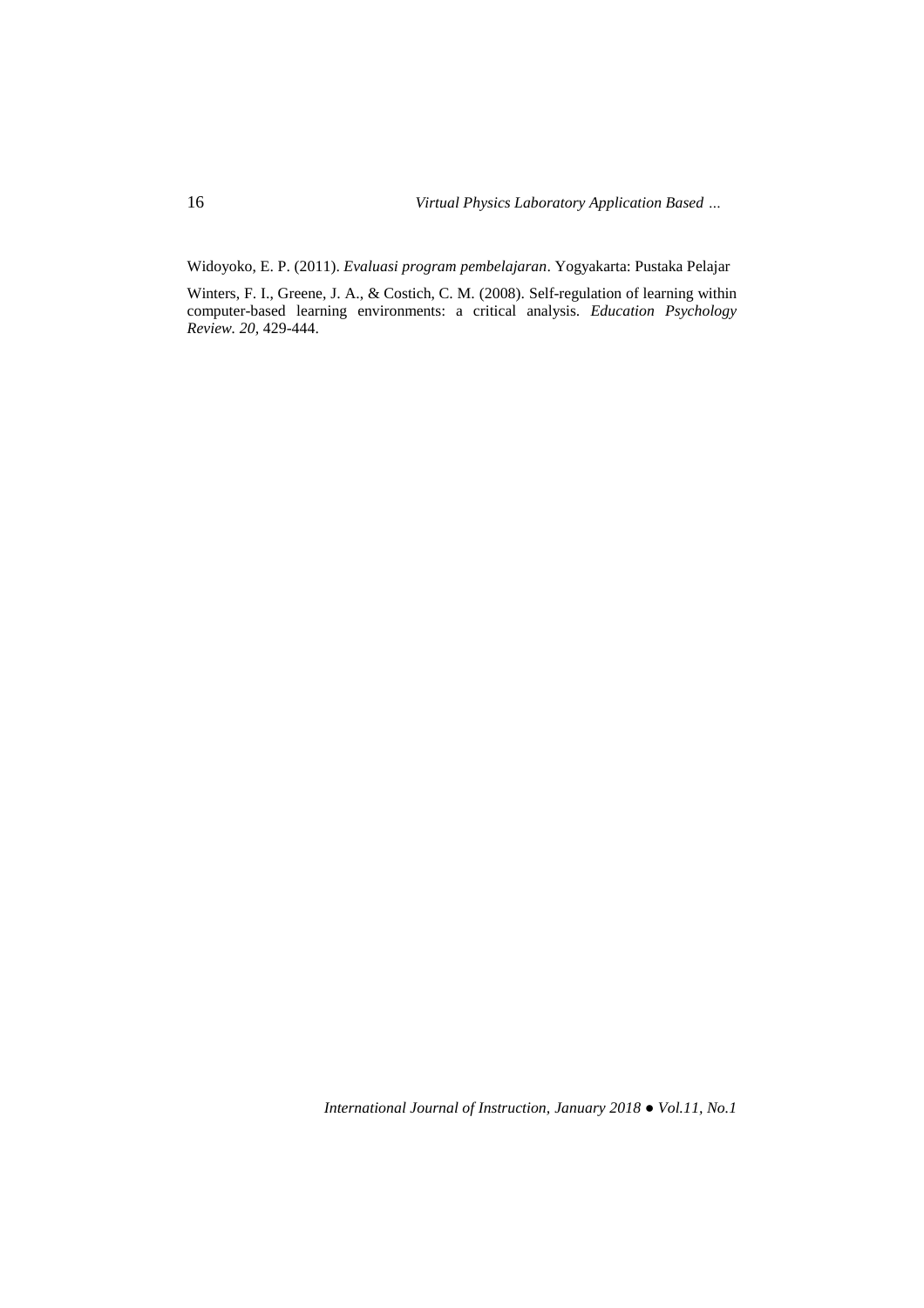Widoyoko, E. P. (2011). *Evaluasi program pembelajaran*. Yogyakarta: Pustaka Pelajar

Winters, F. I., Greene, J. A., & Costich, C. M. (2008). Self-regulation of learning within computer-based learning environments: a critical analysis. *Education Psychology Review. 20*, 429-444.